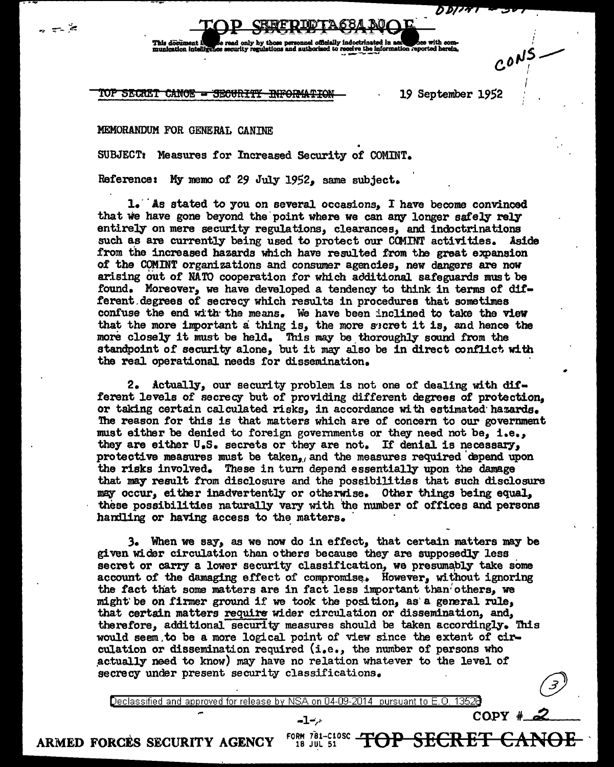TOP SECRET CANOE

This document is to be read only by those personnel officially indoctrinated in accordance with communication intelligence security regulations and authorized to receive the information reported herein.

CONS

~~TOP SECRET CANOE - SECURITY INFORMATION~~ 19 September 1952

MEMORANDUM FOR GENERAL CANINE

SUBJECT: Measures for Increased Security of COMINT.

Reference: My memo of 29 July 1952, same subject.

1. As stated to you on several occasions, I have become convinced that we have gone beyond the point where we can any longer safely rely entirely on mere security regulations, clearances, and indoctrinations such as are currently being used to protect our COMINT activities. Aside from the increased hazards which have resulted from the great expansion of the COMINT organizations and consumer agencies, new dangers are now arising out of NATO cooperation for which additional safeguards must be found. Moreover, we have developed a tendency to think in terms of different degrees of secrecy which results in procedures that sometimes confuse the end with the means. We have been inclined to take the view that the more important a thing is, the more secret it is, and hence the more closely it must be held. This may be thoroughly sound from the standpoint of security alone, but it may also be in direct conflict with the real operational needs for dissemination.

2. Actually, our security problem is not one of dealing with different levels of secrecy but of providing different degrees of protection, or taking certain calculated risks, in accordance with estimated hazards. The reason for this is that matters which are of concern to our government must either be denied to foreign governments or they need not be, i.e., they are either U.S. secrets or they are not. If denial is necessary, protective measures must be taken, and the measures required depend upon the risks involved. These in turn depend essentially upon the damage that may result from disclosure and the possibilities that such disclosure may occur, either inadvertently or otherwise. Other things being equal, these possibilities naturally vary with the number of offices and persons handling or having access to the matters.

3. When we say, as we now do in effect, that certain matters may be given wider circulation than others because they are supposedly less secret or carry a lower security classification, we presumably take some account of the damaging effect of compromise. However, without ignoring the fact that some matters are in fact less important than others, we might be on firmer ground if we took the position, as a general rule, that certain matters require wider circulation or dissemination, and, therefore, additional security measures should be taken accordingly. This would seem to be a more logical point of view since the extent of circulation or dissemination required (i.e., the number of persons who actually need to know) may have no relation whatever to the level of secrecy under present security classifications.

Declassified and approved for release by NSA on 04-09-2014 pursuant to E.O. 13526

COPY # 2

ARMED FORCES SECURITY AGENCY FORM 781-C10SC 18 JUL 51 TOP SECRET CANOE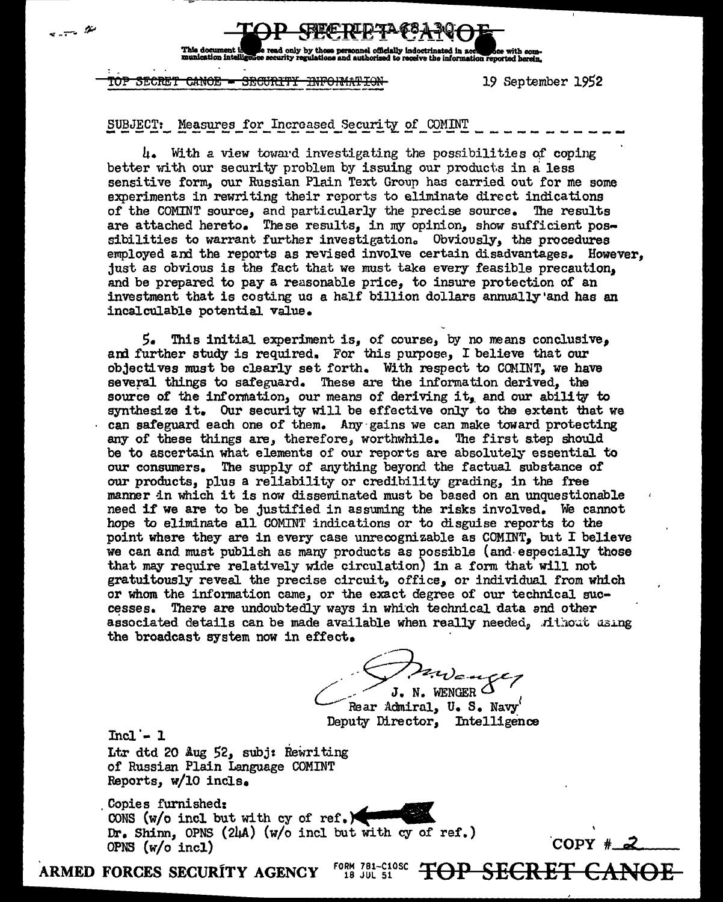TOP SECRET CANOE

This document is to be read only by those personnel officially indoctrinated in accordance with communication intelligence security regulations and authorized to receive the information reported herein.

~~TOP SECRET CANOE - SECURITY INFORMATION~~

19 September 1952

SUBJECT: Measures for Increased Security of COMINT

4. With a view toward investigating the possibilities of coping better with our security problem by issuing our products in a less sensitive form, our Russian Plain Text Group has carried out for me some experiments in rewriting their reports to eliminate direct indications of the COMINT source, and particularly the precise source. The results are attached hereto. These results, in my opinion, show sufficient possibilities to warrant further investigation. Obviously, the procedures employed and the reports as revised involve certain disadvantages. However, just as obvious is the fact that we must take every feasible precaution, and be prepared to pay a reasonable price, to insure protection of an investment that is costing us a half billion dollars annually and has an incalculable potential value.

5. This initial experiment is, of course, by no means conclusive, and further study is required. For this purpose, I believe that our objectives must be clearly set forth. With respect to COMINT, we have several things to safeguard. These are the information derived, the source of the information, our means of deriving it, and our ability to synthesize it. Our security will be effective only to the extent that we can safeguard each one of them. Any gains we can make toward protecting any of these things are, therefore, worthwhile. The first step should be to ascertain what elements of our reports are absolutely essential to our consumers. The supply of anything beyond the factual substance of our products, plus a reliability or credibility grading, in the free manner in which it is now disseminated must be based on an unquestionable need if we are to be justified in assuming the risks involved. We cannot hope to eliminate all COMINT indications or to disguise reports to the point where they are in every case unrecognizable as COMINT, but I believe we can and must publish as many products as possible (and especially those that may require relatively wide circulation) in a form that will not gratuitously reveal the precise circuit, office, or individual from which or whom the information came, or the exact degree of our technical successes. There are undoubtedly ways in which technical data and other associated details can be made available when really needed, without using the broadcast system now in effect.

J. N. WENGER
Rear Admiral, U. S. Navy
Deputy Director, Intelligence

Incl - 1
Ltr dtd 20 Aug 52, subj: Rewriting of Russian Plain Language COMINT Reports, w/10 incls.

Copies furnished:
CONS (w/o incl but with cy of ref.)
Dr. Shinn, OPNS (24A) (w/o incl but with cy of ref.)
OPNS (w/o incl)

COPY # 2

ARMED FORCES SECURITY AGENCY FORM 781-C10SC 18 JUL 51 TOP SECRET CANOE